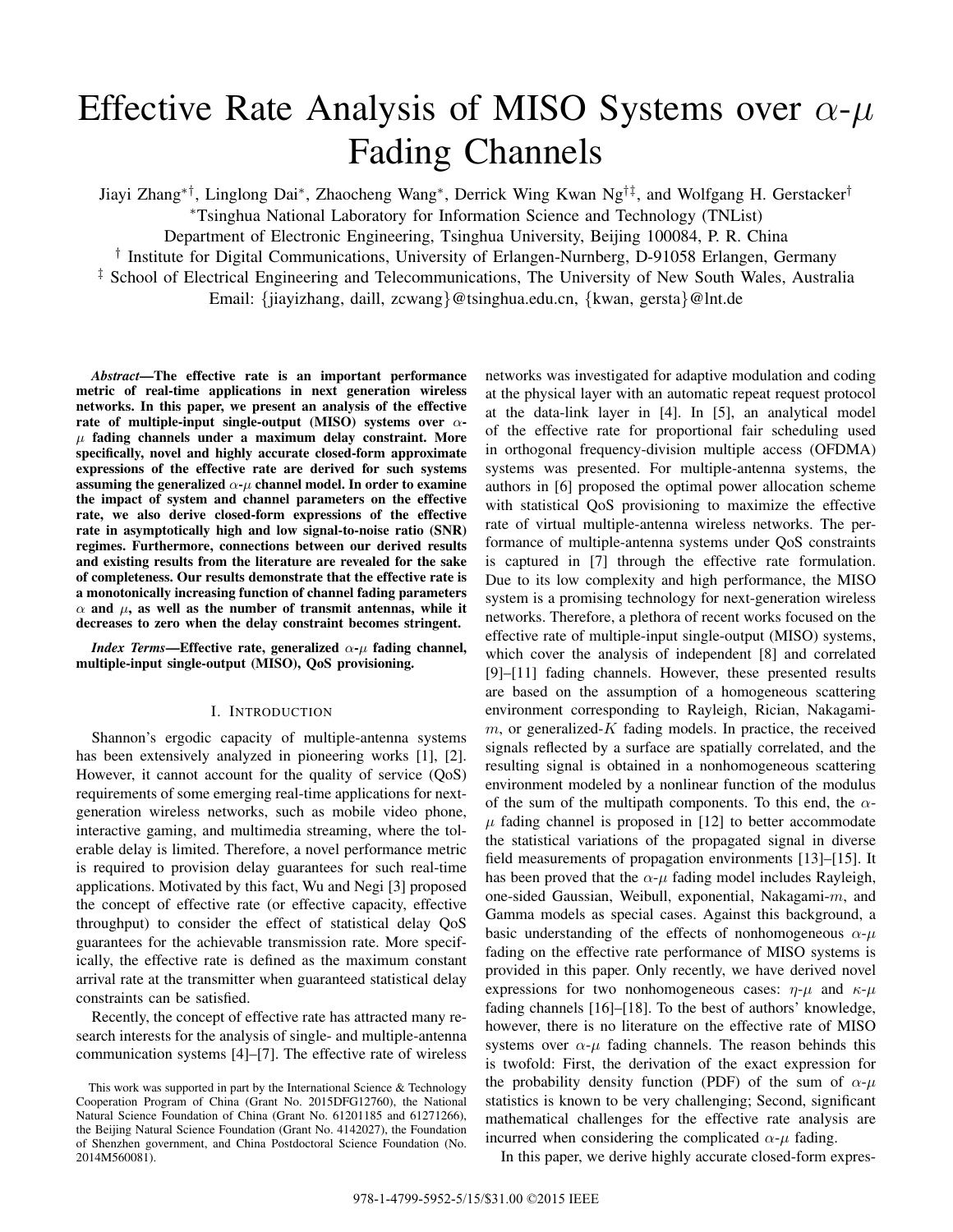# Effective Rate Analysis of MISO Systems over $\alpha$-$\mu$ Fading Channels

Jiayi Zhang[*†], Linglong Dai[*], Zhaocheng Wang[*], Derrick Wing Kwan Ng[†‡], and Wolfgang H. Gerstacker[†]

[*]Tsinghua National Laboratory for Information Science and Technology (TNList)

Department of Electronic Engineering, Tsinghua University, Beijing 100084, P. R. China

[†] Institute for Digital Communications, University of Erlangen-Nurnberg, D-91058 Erlangen, Germany

[‡] School of Electrical Engineering and Telecommunications, The University of New South Wales, Australia

Email: {jiayizhang, daill, zcwang}@tsinghua.edu.cn, {kwan, gersta}@lnt.de

***Abstract*—The effective rate is an important performance metric of real-time applications in next generation wireless networks. In this paper, we present an analysis of the effective rate of multiple-input single-output (MISO) systems over $\alpha$-$\mu$ fading channels under a maximum delay constraint. More specifically, novel and highly accurate closed-form approximate expressions of the effective rate are derived for such systems assuming the generalized $\alpha$-$\mu$ channel model. In order to examine the impact of system and channel parameters on the effective rate, we also derive closed-form expressions of the effective rate in asymptotically high and low signal-to-noise ratio (SNR) regimes. Furthermore, connections between our derived results and existing results from the literature are revealed for the sake of completeness. Our results demonstrate that the effective rate is a monotonically increasing function of channel fading parameters $\alpha$ and $\mu$, as well as the number of transmit antennas, while it decreases to zero when the delay constraint becomes stringent.**

***Index Terms*—Effective rate, generalized $\alpha$-$\mu$ fading channel, multiple-input single-output (MISO), QoS provisioning.**

## I. INTRODUCTION

Shannon's ergodic capacity of multiple-antenna systems has been extensively analyzed in pioneering works [1], [2]. However, it cannot account for the quality of service (QoS) requirements of some emerging real-time applications for next-generation wireless networks, such as mobile video phone, interactive gaming, and multimedia streaming, where the tolerable delay is limited. Therefore, a novel performance metric is required to provision delay guarantees for such real-time applications. Motivated by this fact, Wu and Negi [3] proposed the concept of effective rate (or effective capacity, effective throughput) to consider the effect of statistical delay QoS guarantees for the achievable transmission rate. More specifically, the effective rate is defined as the maximum constant arrival rate at the transmitter when guaranteed statistical delay constraints can be satisfied.

Recently, the concept of effective rate has attracted many research interests for the analysis of single- and multiple-antenna communication systems [4]–[7]. The effective rate of wireless networks was investigated for adaptive modulation and coding at the physical layer with an automatic repeat request protocol at the data-link layer in [4]. In [5], an analytical model of the effective rate for proportional fair scheduling used in orthogonal frequency-division multiple access (OFDMA) systems was presented. For multiple-antenna systems, the authors in [6] proposed the optimal power allocation scheme with statistical QoS provisioning to maximize the effective rate of virtual multiple-antenna wireless networks. The performance of multiple-antenna systems under QoS constraints is captured in [7] through the effective rate formulation. Due to its low complexity and high performance, the MISO system is a promising technology for next-generation wireless networks. Therefore, a plethora of recent works focused on the effective rate of multiple-input single-output (MISO) systems, which cover the analysis of independent [8] and correlated [9]–[11] fading channels. However, these presented results are based on the assumption of a homogeneous scattering environment corresponding to Rayleigh, Rician, Nakagami-$m$, or generalized-$K$ fading models. In practice, the received signals reflected by a surface are spatially correlated, and the resulting signal is obtained in a nonhomogeneous scattering environment modeled by a nonlinear function of the modulus of the sum of the multipath components. To this end, the $\alpha$-$\mu$ fading channel is proposed in [12] to better accommodate the statistical variations of the propagated signal in diverse field measurements of propagation environments [13]–[15]. It has been proved that the $\alpha$-$\mu$ fading model includes Rayleigh, one-sided Gaussian, Weibull, exponential, Nakagami-$m$, and Gamma models as special cases. Against this background, a basic understanding of the effects of nonhomogeneous $\alpha$-$\mu$ fading on the effective rate performance of MISO systems is provided in this paper. Only recently, we have derived novel expressions for two nonhomogeneous cases: $\eta$-$\mu$ and $\kappa$-$\mu$ fading channels [16]–[18]. To the best of authors' knowledge, however, there is no literature on the effective rate of MISO systems over $\alpha$-$\mu$ fading channels. The reason behinds this is twofold: First, the derivation of the exact expression for the probability density function (PDF) of the sum of $\alpha$-$\mu$ statistics is known to be very challenging; Second, significant mathematical challenges for the effective rate analysis are incurred when considering the complicated $\alpha$-$\mu$ fading.

In this paper, we derive highly accurate closed-form expres-

This work was supported in part by the International Science & Technology Cooperation Program of China (Grant No. 2015DFG12760), the National Natural Science Foundation of China (Grant No. 61201185 and 61271266), the Beijing Natural Science Foundation (Grant No. 4142027), the Foundation of Shenzhen government, and China Postdoctoral Science Foundation (No. 2014M560081).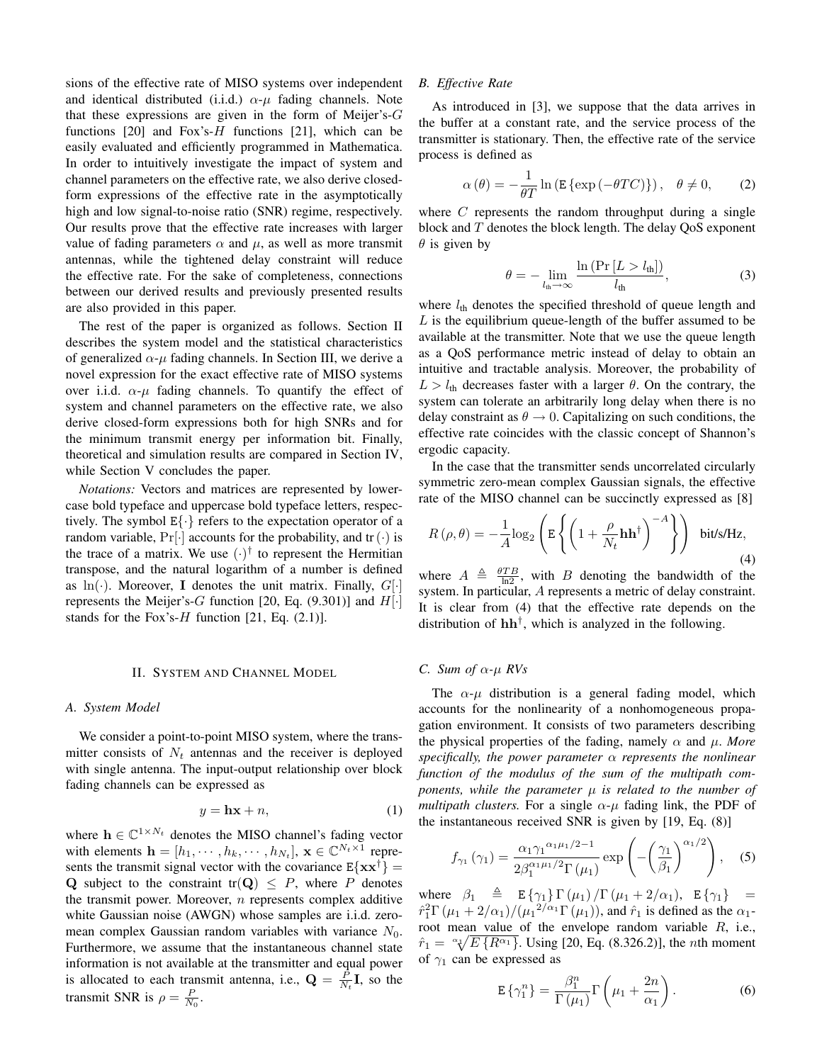sions of the effective rate of MISO systems over independent and identical distributed (i.i.d.) $\alpha$-$\mu$ fading channels. Note that these expressions are given in the form of Meijer's-$G$ functions [20] and Fox's-$H$ functions [21], which can be easily evaluated and efficiently programmed in Mathematica. In order to intuitively investigate the impact of system and channel parameters on the effective rate, we also derive closed-form expressions of the effective rate in the asymptotically high and low signal-to-noise ratio (SNR) regime, respectively. Our results prove that the effective rate increases with larger value of fading parameters $\alpha$ and $\mu$, as well as more transmit antennas, while the tightened delay constraint will reduce the effective rate. For the sake of completeness, connections between our derived results and previously presented results are also provided in this paper.

The rest of the paper is organized as follows. Section II describes the system model and the statistical characteristics of generalized $\alpha$-$\mu$ fading channels. In Section III, we derive a novel expression for the exact effective rate of MISO systems over i.i.d. $\alpha$-$\mu$ fading channels. To quantify the effect of system and channel parameters on the effective rate, we also derive closed-form expressions both for high SNRs and for the minimum transmit energy per information bit. Finally, theoretical and simulation results are compared in Section IV, while Section V concludes the paper.

*Notations:* Vectors and matrices are represented by lowercase bold typeface and uppercase bold typeface letters, respectively. The symbol $\mathtt{E}\{\cdot\}$ refers to the expectation operator of a random variable, $\Pr[\cdot]$ accounts for the probability, and $\mathrm{tr}(\cdot)$ is the trace of a matrix. We use $(\cdot)^\dagger$ to represent the Hermitian transpose, and the natural logarithm of a number is defined as $\ln(\cdot)$. Moreover, $\mathbf{I}$ denotes the unit matrix. Finally, $G[\cdot]$ represents the Meijer's-$G$ function [20, Eq. (9.301)] and $H[\cdot]$ stands for the Fox's-$H$ function [21, Eq. (2.1)].

## II. System and Channel Model

### A. System Model

We consider a point-to-point MISO system, where the transmitter consists of $N_t$ antennas and the receiver is deployed with single antenna. The input-output relationship over block fading channels can be expressed as

$$y = \mathbf{h}\mathbf{x} + n, \tag{1}$$

where $\mathbf{h} \in \mathbb{C}^{1\times N_t}$ denotes the MISO channel's fading vector with elements $\mathbf{h} = [h_1, \cdots, h_k, \cdots, h_{N_t}]$, $\mathbf{x} \in \mathbb{C}^{N_t\times 1}$ represents the transmit signal vector with the covariance $\mathtt{E}\{\mathbf{x}\mathbf{x}^\dagger\} = \mathbf{Q}$ subject to the constraint $\mathrm{tr}(\mathbf{Q}) \leq P$, where $P$ denotes the transmit power. Moreover, $n$ represents complex additive white Gaussian noise (AWGN) whose samples are i.i.d. zero-mean complex Gaussian random variables with variance $N_0$. Furthermore, we assume that the instantaneous channel state information is not available at the transmitter and equal power is allocated to each transmit antenna, i.e., $\mathbf{Q} = \frac{P}{N_t}\mathbf{I}$, so the transmit SNR is $\rho = \frac{P}{N_0}$.

### B. Effective Rate

As introduced in [3], we suppose that the data arrives in the buffer at a constant rate, and the service process of the transmitter is stationary. Then, the effective rate of the service process is defined as

$$\alpha(\theta) = -\frac{1}{\theta T}\ln\left(\mathtt{E}\{\exp(-\theta T C)\}\right), \quad \theta \neq 0, \tag{2}$$

where $C$ represents the random throughput during a single block and $T$ denotes the block length. The delay QoS exponent $\theta$ is given by

$$\theta = -\lim_{l_{\text{th}}\to\infty} \frac{\ln\left(\Pr\left[L > l_{\text{th}}\right]\right)}{l_{\text{th}}}, \tag{3}$$

where $l_{\text{th}}$ denotes the specified threshold of queue length and $L$ is the equilibrium queue-length of the buffer assumed to be available at the transmitter. Note that we use the queue length as a QoS performance metric instead of delay to obtain an intuitive and tractable analysis. Moreover, the probability of $L > l_{\text{th}}$ decreases faster with a larger $\theta$. On the contrary, the system can tolerate an arbitrarily long delay when there is no delay constraint as $\theta \to 0$. Capitalizing on such conditions, the effective rate coincides with the classic concept of Shannon's ergodic capacity.

In the case that the transmitter sends uncorrelated circularly symmetric zero-mean complex Gaussian signals, the effective rate of the MISO channel can be succinctly expressed as [8]

$$R(\rho,\theta) = -\frac{1}{A}\log_2\left(\mathtt{E}\left\{\left(1+\frac{\rho}{N_t}\mathbf{h}\mathbf{h}^\dagger\right)^{-A}\right\}\right) \quad \text{bit/s/Hz}, \tag{4}$$

where $A \triangleq \frac{\theta T B}{\ln 2}$, with $B$ denoting the bandwidth of the system. In particular, $A$ represents a metric of delay constraint. It is clear from (4) that the effective rate depends on the distribution of $\mathbf{h}\mathbf{h}^\dagger$, which is analyzed in the following.

### C. Sum of $\alpha$-$\mu$ RVs

The $\alpha$-$\mu$ distribution is a general fading model, which accounts for the nonlinearity of a nonhomogeneous propagation environment. It consists of two parameters describing the physical properties of the fading, namely $\alpha$ and $\mu$. *More specifically, the power parameter $\alpha$ represents the nonlinear function of the modulus of the sum of the multipath components, while the parameter $\mu$ is related to the number of multipath clusters.* For a single $\alpha$-$\mu$ fading link, the PDF of the instantaneous received SNR is given by [19, Eq. (8)]

$$f_{\gamma_1}(\gamma_1) = \frac{\alpha_1 \gamma_1^{\alpha_1\mu_1/2-1}}{2\beta_1^{\alpha_1\mu_1/2}\Gamma(\mu_1)}\exp\left(-\left(\frac{\gamma_1}{\beta_1}\right)^{\alpha_1/2}\right), \tag{5}$$

where $\beta_1 \triangleq \mathtt{E}\{\gamma_1\}\Gamma(\mu_1)/\Gamma(\mu_1+2/\alpha_1)$, $\mathtt{E}\{\gamma_1\} = \hat{r}_1^2\Gamma(\mu_1+2/\alpha_1)/(\mu_1^{2/\alpha_1}\Gamma(\mu_1))$, and $\hat{r}_1$ is defined as the $\alpha_1$-root mean value of the envelope random variable $R$, i.e., $\hat{r}_1 = \sqrt[\alpha_1]{E\{R^{\alpha_1}\}}$. Using [20, Eq. (8.326.2)], the $n$th moment of $\gamma_1$ can be expressed as

$$\mathtt{E}\{\gamma_1^n\} = \frac{\beta_1^n}{\Gamma(\mu_1)}\Gamma\left(\mu_1+\frac{2n}{\alpha_1}\right). \tag{6}$$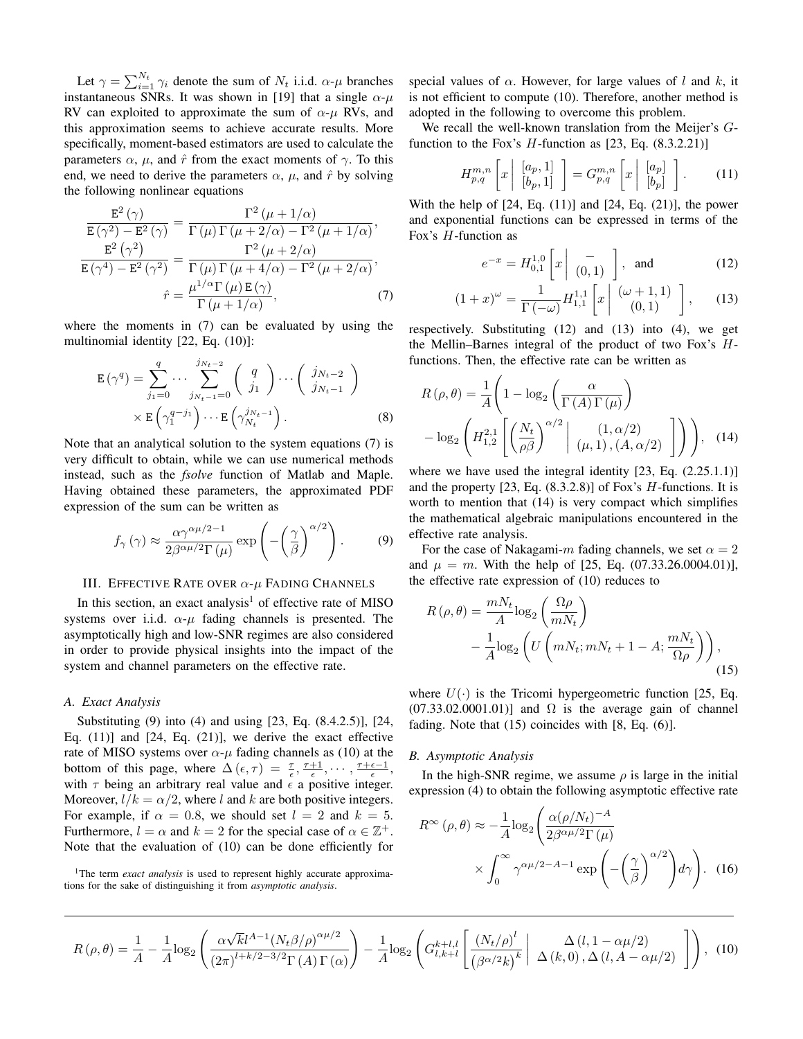Let $\gamma = \sum_{i=1}^{N_t} \gamma_i$ denote the sum of $N_t$ i.i.d. $\alpha$-$\mu$ branches instantaneous SNRs. It was shown in [19] that a single $\alpha$-$\mu$ RV can exploited to approximate the sum of $\alpha$-$\mu$ RVs, and this approximation seems to achieve accurate results. More specifically, moment-based estimators are used to calculate the parameters $\alpha$, $\mu$, and $\hat{r}$ from the exact moments of $\gamma$. To this end, we need to derive the parameters $\alpha$, $\mu$, and $\hat{r}$ by solving the following nonlinear equations

$$\frac{\mathtt{E}^2(\gamma)}{\mathtt{E}(\gamma^2) - \mathtt{E}^2(\gamma)} = \frac{\Gamma^2(\mu + 1/\alpha)}{\Gamma(\mu)\Gamma(\mu + 2/\alpha) - \Gamma^2(\mu + 1/\alpha)},$$
$$\frac{\mathtt{E}^2(\gamma^2)}{\mathtt{E}(\gamma^4) - \mathtt{E}^2(\gamma^2)} = \frac{\Gamma^2(\mu + 2/\alpha)}{\Gamma(\mu)\Gamma(\mu + 4/\alpha) - \Gamma^2(\mu + 2/\alpha)},$$
$$\hat{r} = \frac{\mu^{1/\alpha}\Gamma(\mu)\mathtt{E}(\gamma)}{\Gamma(\mu + 1/\alpha)}, \tag{7}$$

where the moments in (7) can be evaluated by using the multinomial identity [22, Eq. (10)]:

$$\mathtt{E}(\gamma^q) = \sum_{j_1=0}^{q} \cdots \sum_{j_{N_t-1}=0}^{j_{N_t-2}} \binom{q}{j_1} \cdots \binom{j_{N_t-2}}{j_{N_t-1}} \times \mathtt{E}\left(\gamma_1^{q-j_1}\right) \cdots \mathtt{E}\left(\gamma_{N_t}^{j_{N_t-1}}\right). \tag{8}$$

Note that an analytical solution to the system equations (7) is very difficult to obtain, while we can use numerical methods instead, such as the *fsolve* function of Matlab and Maple. Having obtained these parameters, the approximated PDF expression of the sum can be written as

$$f_\gamma(\gamma) \approx \frac{\alpha\gamma^{\alpha\mu/2-1}}{2\beta^{\alpha\mu/2}\Gamma(\mu)} \exp\left(-\left(\frac{\gamma}{\beta}\right)^{\alpha/2}\right). \tag{9}$$

## III. Effective Rate over $\alpha$-$\mu$ Fading Channels

In this section, an exact analysis[1] of effective rate of MISO systems over i.i.d. $\alpha$-$\mu$ fading channels is presented. The asymptotically high and low-SNR regimes are also considered in order to provide physical insights into the impact of the system and channel parameters on the effective rate.

### A. Exact Analysis

Substituting (9) into (4) and using [23, Eq. (8.4.2.5)], [24, Eq. (11)] and [24, Eq. (21)], we derive the exact effective rate of MISO systems over $\alpha$-$\mu$ fading channels as (10) at the bottom of this page, where $\Delta(\epsilon, \tau) = \frac{\tau}{\epsilon}, \frac{\tau+1}{\epsilon}, \cdots, \frac{\tau+\epsilon-1}{\epsilon}$, with $\tau$ being an arbitrary real value and $\epsilon$ a positive integer. Moreover, $l/k = \alpha/2$, where $l$ and $k$ are both positive integers. For example, if $\alpha = 0.8$, we should set $l = 2$ and $k = 5$. Furthermore, $l = \alpha$ and $k = 2$ for the special case of $\alpha \in \mathbb{Z}^+$. Note that the evaluation of (10) can be done efficiently for special values of $\alpha$. However, for large values of $l$ and $k$, it is not efficient to compute (10). Therefore, another method is adopted in the following to overcome this problem.

We recall the well-known translation from the Meijer's $G$-function to the Fox's $H$-function as [23, Eq. (8.3.2.21)]

$$H_{p,q}^{m,n}\left[x \left| \begin{array}{c} [a_p, 1] \\ [b_p, 1] \end{array} \right.\right] = G_{p,q}^{m,n}\left[x \left| \begin{array}{c} [a_p] \\ [b_p] \end{array} \right.\right]. \tag{11}$$

With the help of [24, Eq. (11)] and [24, Eq. (21)], the power and exponential functions can be expressed in terms of the Fox's $H$-function as

$$e^{-x} = H_{0,1}^{1,0}\left[x \left| \begin{array}{c} - \\ (0,1) \end{array} \right.\right], \quad \text{and} \tag{12}$$

$$(1+x)^\omega = \frac{1}{\Gamma(-\omega)} H_{1,1}^{1,1}\left[x \left| \begin{array}{c} (\omega+1, 1) \\ (0,1) \end{array} \right.\right], \tag{13}$$

respectively. Substituting (12) and (13) into (4), we get the Mellin–Barnes integral of the product of two Fox's $H$-functions. Then, the effective rate can be written as

$$R(\rho, \theta) = \frac{1}{A}\left(1 - \log_2\left(\frac{\alpha}{\Gamma(A)\Gamma(\mu)}\right) - \log_2\left(H_{1,2}^{2,1}\left[\left(\frac{N_t}{\rho\beta}\right)^{\alpha/2} \left| \begin{array}{c} (1, \alpha/2) \\ (\mu, 1), (A, \alpha/2) \end{array} \right.\right]\right)\right), \tag{14}$$

where we have used the integral identity [23, Eq. (2.25.1.1)] and the property [23, Eq. (8.3.2.8)] of Fox's $H$-functions. It is worth to mention that (14) is very compact which simplifies the mathematical algebraic manipulations encountered in the effective rate analysis.

For the case of Nakagami-$m$ fading channels, we set $\alpha = 2$ and $\mu = m$. With the help of [25, Eq. (07.33.26.0004.01)], the effective rate expression of (10) reduces to

$$R(\rho, \theta) = \frac{mN_t}{A}\log_2\left(\frac{\Omega\rho}{mN_t}\right) - \frac{1}{A}\log_2\left(U\left(mN_t; mN_t + 1 - A; \frac{mN_t}{\Omega\rho}\right)\right), \tag{15}$$

where $U(\cdot)$ is the Tricomi hypergeometric function [25, Eq. (07.33.02.0001.01)] and $\Omega$ is the average gain of channel fading. Note that (15) coincides with [8, Eq. (6)].

### B. Asymptotic Analysis

In the high-SNR regime, we assume $\rho$ is large in the initial expression (4) to obtain the following asymptotic effective rate

$$R^\infty(\rho, \theta) \approx -\frac{1}{A}\log_2\left(\frac{\alpha(\rho/N_t)^{-A}}{2\beta^{\alpha\mu/2}\Gamma(\mu)} \times \int_0^\infty \gamma^{\alpha\mu/2-A-1} \exp\left(-\left(\frac{\gamma}{\beta}\right)^{\alpha/2}\right) d\gamma\right). \tag{16}$$

[1] The term *exact analysis* is used to represent highly accurate approximations for the sake of distinguishing it from *asymptotic analysis*.

$$R(\rho, \theta) = \frac{1}{A} - \frac{1}{A}\log_2\left(\frac{\alpha\sqrt{k}\, l^{A-1}(N_t\beta/\rho)^{\alpha\mu/2}}{(2\pi)^{l+k/2-3/2}\Gamma(A)\Gamma(\alpha)}\right) - \frac{1}{A}\log_2\left(G_{l,k+l}^{k+l,l}\left[\frac{(N_t/\rho)^l}{\left(\beta^{\alpha/2}k\right)^k} \left| \begin{array}{c} \Delta(l, 1 - \alpha\mu/2) \\ \Delta(k, 0), \Delta(l, A - \alpha\mu/2) \end{array} \right.\right]\right), \tag{10}$$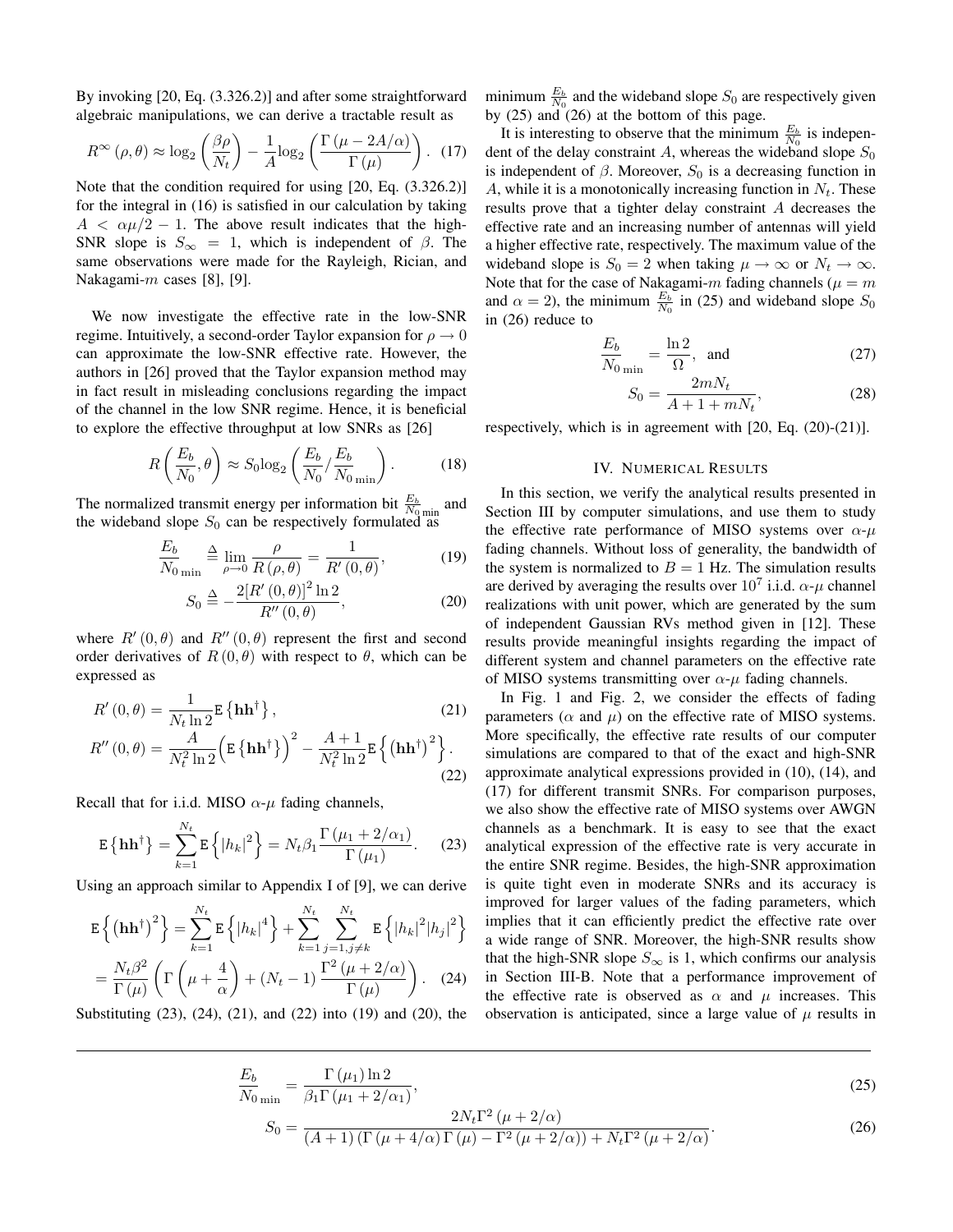By invoking [20, Eq. (3.326.2)] and after some straightforward algebraic manipulations, we can derive a tractable result as

$$R^{\infty}(\rho,\theta) \approx \log_2\left(\frac{\beta\rho}{N_t}\right) - \frac{1}{A}\log_2\left(\frac{\Gamma(\mu - 2A/\alpha)}{\Gamma(\mu)}\right). \quad (17)$$

Note that the condition required for using [20, Eq. (3.326.2)] for the integral in (16) is satisfied in our calculation by taking $A < \alpha\mu/2 - 1$. The above result indicates that the high-SNR slope is $S_{\infty} = 1$, which is independent of $\beta$. The same observations were made for the Rayleigh, Rician, and Nakagami-$m$ cases [8], [9].

We now investigate the effective rate in the low-SNR regime. Intuitively, a second-order Taylor expansion for $\rho \to 0$ can approximate the low-SNR effective rate. However, the authors in [26] proved that the Taylor expansion method may in fact result in misleading conclusions regarding the impact of the channel in the low SNR regime. Hence, it is beneficial to explore the effective throughput at low SNRs as [26]

$$R\left(\frac{E_b}{N_0},\theta\right) \approx S_0 \log_2\left(\frac{E_b}{N_0}/\frac{E_b}{N_{0\,\min}}\right). \quad (18)$$

The normalized transmit energy per information bit $\frac{E_b}{N_{0\,\min}}$ and the wideband slope $S_0$ can be respectively formulated as

$$\frac{E_b}{N_{0\,\min}} \triangleq \lim_{\rho \to 0}\frac{\rho}{R(\rho,\theta)} = \frac{1}{R'(0,\theta)}, \quad (19)$$

$$S_0 \triangleq -\frac{2[R'(0,\theta)]^2 \ln 2}{R''(0,\theta)}, \quad (20)$$

where $R'(0,\theta)$ and $R''(0,\theta)$ represent the first and second order derivatives of $R(0,\theta)$ with respect to $\theta$, which can be expressed as

$$R'(0,\theta) = \frac{1}{N_t \ln 2}\mathrm{E}\left\{\mathbf{h}\mathbf{h}^{\dagger}\right\}, \quad (21)$$

$$R''(0,\theta) = \frac{A}{N_t^2 \ln 2}\left(\mathrm{E}\left\{\mathbf{h}\mathbf{h}^{\dagger}\right\}\right)^2 - \frac{A+1}{N_t^2 \ln 2}\mathrm{E}\left\{\left(\mathbf{h}\mathbf{h}^{\dagger}\right)^2\right\}. \quad (22)$$

Recall that for i.i.d. MISO $\alpha$-$\mu$ fading channels,

$$\mathrm{E}\left\{\mathbf{h}\mathbf{h}^{\dagger}\right\} = \sum_{k=1}^{N_t}\mathrm{E}\left\{|h_k|^2\right\} = N_t\beta_1\frac{\Gamma(\mu_1 + 2/\alpha_1)}{\Gamma(\mu_1)}. \quad (23)$$

Using an approach similar to Appendix I of [9], we can derive

$$\mathrm{E}\left\{\left(\mathbf{h}\mathbf{h}^{\dagger}\right)^2\right\} = \sum_{k=1}^{N_t}\mathrm{E}\left\{|h_k|^4\right\} + \sum_{k=1}^{N_t}\sum_{j=1, j\neq k}^{N_t}\mathrm{E}\left\{|h_k|^2|h_j|^2\right\}$$
$$= \frac{N_t\beta^2}{\Gamma(\mu)}\left(\Gamma\left(\mu + \frac{4}{\alpha}\right) + (N_t - 1)\frac{\Gamma^2(\mu + 2/\alpha)}{\Gamma(\mu)}\right). \quad (24)$$

Substituting (23), (24), (21), and (22) into (19) and (20), the minimum $\frac{E_b}{N_0}$ and the wideband slope $S_0$ are respectively given by (25) and (26) at the bottom of this page.

It is interesting to observe that the minimum $\frac{E_b}{N_0}$ is independent of the delay constraint $A$, whereas the wideband slope $S_0$ is independent of $\beta$. Moreover, $S_0$ is a decreasing function in $A$, while it is a monotonically increasing function in $N_t$. These results prove that a tighter delay constraint $A$ decreases the effective rate and an increasing number of antennas will yield a higher effective rate, respectively. The maximum value of the wideband slope is $S_0 = 2$ when taking $\mu \to \infty$ or $N_t \to \infty$. Note that for the case of Nakagami-$m$ fading channels ($\mu = m$ and $\alpha = 2$), the minimum $\frac{E_b}{N_0}$ in (25) and wideband slope $S_0$ in (26) reduce to

$$\frac{E_b}{N_{0\,\min}} = \frac{\ln 2}{\Omega}, \quad \text{and} \quad (27)$$

$$S_0 = \frac{2mN_t}{A + 1 + mN_t}, \quad (28)$$

respectively, which is in agreement with [20, Eq. (20)-(21)].

## IV. Numerical Results

In this section, we verify the analytical results presented in Section III by computer simulations, and use them to study the effective rate performance of MISO systems over $\alpha$-$\mu$ fading channels. Without loss of generality, the bandwidth of the system is normalized to $B = 1$ Hz. The simulation results are derived by averaging the results over $10^7$ i.i.d. $\alpha$-$\mu$ channel realizations with unit power, which are generated by the sum of independent Gaussian RVs method given in [12]. These results provide meaningful insights regarding the impact of different system and channel parameters on the effective rate of MISO systems transmitting over $\alpha$-$\mu$ fading channels.

In Fig. 1 and Fig. 2, we consider the effects of fading parameters ($\alpha$ and $\mu$) on the effective rate of MISO systems. More specifically, the effective rate results of our computer simulations are compared to that of the exact and high-SNR approximate analytical expressions provided in (10), (14), and (17) for different transmit SNRs. For comparison purposes, we also show the effective rate of MISO systems over AWGN channels as a benchmark. It is easy to see that the exact analytical expression of the effective rate is very accurate in the entire SNR regime. Besides, the high-SNR approximation is quite tight even in moderate SNRs and its accuracy is improved for larger values of the fading parameters, which implies that it can efficiently predict the effective rate over a wide range of SNR. Moreover, the high-SNR results show that the high-SNR slope $S_{\infty}$ is 1, which confirms our analysis in Section III-B. Note that a performance improvement of the effective rate is observed as $\alpha$ and $\mu$ increases. This observation is anticipated, since a large value of $\mu$ results in

$$\frac{E_b}{N_{0\,\min}} = \frac{\Gamma(\mu_1)\ln 2}{\beta_1\Gamma(\mu_1 + 2/\alpha_1)}, \quad (25)$$

$$S_0 = \frac{2N_t\Gamma^2(\mu + 2/\alpha)}{(A+1)\left(\Gamma(\mu + 4/\alpha)\Gamma(\mu) - \Gamma^2(\mu + 2/\alpha)\right) + N_t\Gamma^2(\mu + 2/\alpha)}. \quad (26)$$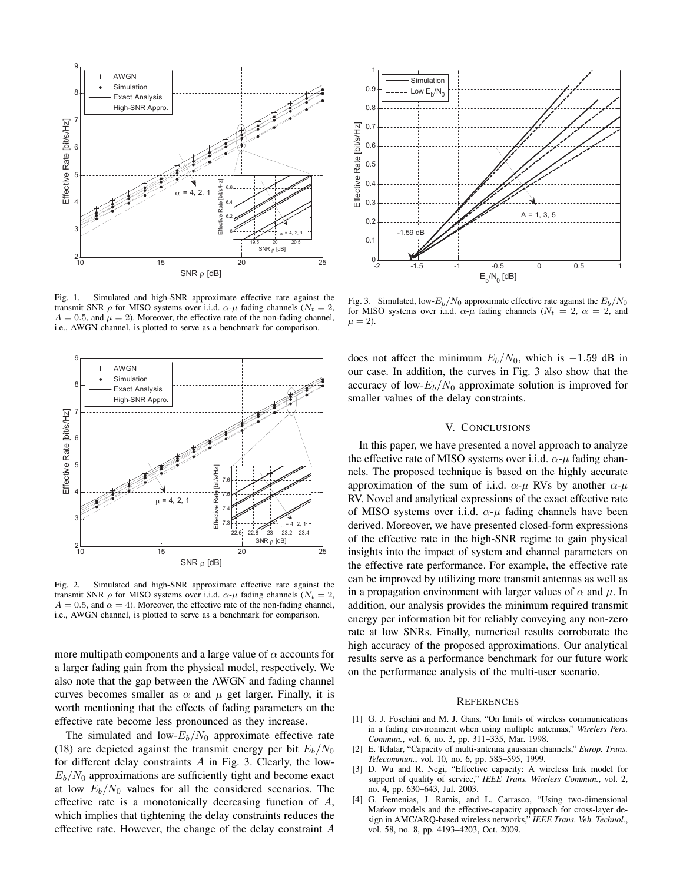Fig. 1. Simulated and high-SNR approximate effective rate against the transmit SNR $\rho$ for MISO systems over i.i.d. $\alpha$-$\mu$ fading channels ($N_t = 2$, $A = 0.5$, and $\mu = 2$). Moreover, the effective rate of the non-fading channel, i.e., AWGN channel, is plotted to serve as a benchmark for comparison.

Fig. 2. Simulated and high-SNR approximate effective rate against the transmit SNR $\rho$ for MISO systems over i.i.d. $\alpha$-$\mu$ fading channels ($N_t = 2$, $A = 0.5$, and $\alpha = 4$). Moreover, the effective rate of the non-fading channel, i.e., AWGN channel, is plotted to serve as a benchmark for comparison.

more multipath components and a large value of $\alpha$ accounts for a larger fading gain from the physical model, respectively. We also note that the gap between the AWGN and fading channel curves becomes smaller as $\alpha$ and $\mu$ get larger. Finally, it is worth mentioning that the effects of fading parameters on the effective rate become less pronounced as they increase.

The simulated and low-$E_b/N_0$ approximate effective rate (18) are depicted against the transmit energy per bit $E_b/N_0$ for different delay constraints $A$ in Fig. 3. Clearly, the low-$E_b/N_0$ approximations are sufficiently tight and become exact at low $E_b/N_0$ values for all the considered scenarios. The effective rate is a monotonically decreasing function of $A$, which implies that tightening the delay constraints reduces the effective rate. However, the change of the delay constraint $A$

Fig. 3. Simulated, low-$E_b/N_0$ approximate effective rate against the $E_b/N_0$ for MISO systems over i.i.d. $\alpha$-$\mu$ fading channels ($N_t = 2$, $\alpha = 2$, and $\mu = 2$).

does not affect the minimum $E_b/N_0$, which is $-1.59$ dB in our case. In addition, the curves in Fig. 3 also show that the accuracy of low-$E_b/N_0$ approximate solution is improved for smaller values of the delay constraints.

## V. Conclusions

In this paper, we have presented a novel approach to analyze the effective rate of MISO systems over i.i.d. $\alpha$-$\mu$ fading channels. The proposed technique is based on the highly accurate approximation of the sum of i.i.d. $\alpha$-$\mu$ RVs by another $\alpha$-$\mu$ RV. Novel and analytical expressions of the exact effective rate of MISO systems over i.i.d. $\alpha$-$\mu$ fading channels have been derived. Moreover, we have presented closed-form expressions of the effective rate in the high-SNR regime to gain physical insights into the impact of system and channel parameters on the effective rate performance. For example, the effective rate can be improved by utilizing more transmit antennas as well as in a propagation environment with larger values of $\alpha$ and $\mu$. In addition, our analysis provides the minimum required transmit energy per information bit for reliably conveying any non-zero rate at low SNRs. Finally, numerical results corroborate the high accuracy of the proposed approximations. Our analytical results serve as a performance benchmark for our future work on the performance analysis of the multi-user scenario.

## References

[1] G. J. Foschini and M. J. Gans, "On limits of wireless communications in a fading environment when using multiple antennas," *Wireless Pers. Commun.*, vol. 6, no. 3, pp. 311–335, Mar. 1998.

[2] E. Telatar, "Capacity of multi-antenna gaussian channels," *Europ. Trans. Telecommun.*, vol. 10, no. 6, pp. 585–595, 1999.

[3] D. Wu and R. Negi, "Effective capacity: A wireless link model for support of quality of service," *IEEE Trans. Wireless Commun.*, vol. 2, no. 4, pp. 630–643, Jul. 2003.

[4] G. Femenias, J. Ramis, and L. Carrasco, "Using two-dimensional Markov models and the effective-capacity approach for cross-layer design in AMC/ARQ-based wireless networks," *IEEE Trans. Veh. Technol.*, vol. 58, no. 8, pp. 4193–4203, Oct. 2009.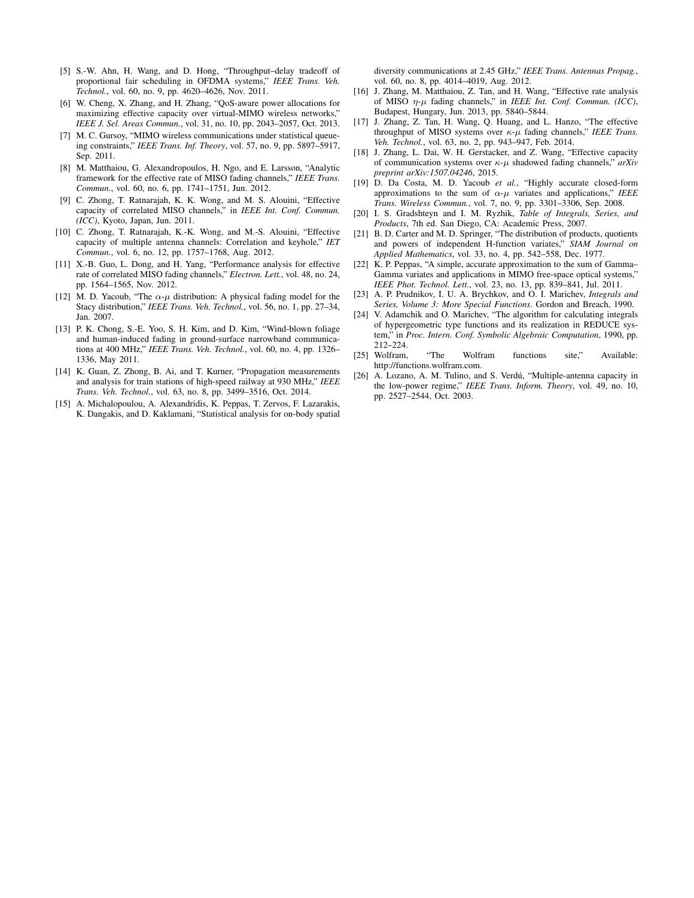[5] S.-W. Ahn, H. Wang, and D. Hong, "Throughput–delay tradeoff of proportional fair scheduling in OFDMA systems," *IEEE Trans. Veh. Technol.*, vol. 60, no. 9, pp. 4620–4626, Nov. 2011.

[6] W. Cheng, X. Zhang, and H. Zhang, "QoS-aware power allocations for maximizing effective capacity over virtual-MIMO wireless networks," *IEEE J. Sel. Areas Commun.*, vol. 31, no. 10, pp. 2043–2057, Oct. 2013.

[7] M. C. Gursoy, "MIMO wireless communications under statistical queueing constraints," *IEEE Trans. Inf. Theory*, vol. 57, no. 9, pp. 5897–5917, Sep. 2011.

[8] M. Matthaiou, G. Alexandropoulos, H. Ngo, and E. Larsson, "Analytic framework for the effective rate of MISO fading channels," *IEEE Trans. Commun.*, vol. 60, no. 6, pp. 1741–1751, Jun. 2012.

[9] C. Zhong, T. Ratnarajah, K. K. Wong, and M. S. Alouini, "Effective capacity of correlated MISO channels," in *IEEE Int. Conf. Commun. (ICC)*, Kyoto, Japan, Jun. 2011.

[10] C. Zhong, T. Ratnarajah, K.-K. Wong, and M.-S. Alouini, "Effective capacity of multiple antenna channels: Correlation and keyhole," *IET Commun.*, vol. 6, no. 12, pp. 1757–1768, Aug. 2012.

[11] X.-B. Guo, L. Dong, and H. Yang, "Performance analysis for effective rate of correlated MISO fading channels," *Electron. Lett.*, vol. 48, no. 24, pp. 1564–1565, Nov. 2012.

[12] M. D. Yacoub, "The $\alpha$-$\mu$ distribution: A physical fading model for the Stacy distribution," *IEEE Trans. Veh. Technol.*, vol. 56, no. 1, pp. 27–34, Jan. 2007.

[13] P. K. Chong, S.-E. Yoo, S. H. Kim, and D. Kim, "Wind-blown foliage and human-induced fading in ground-surface narrowband communications at 400 MHz," *IEEE Trans. Veh. Technol.*, vol. 60, no. 4, pp. 1326–1336, May 2011.

[14] K. Guan, Z. Zhong, B. Ai, and T. Kurner, "Propagation measurements and analysis for train stations of high-speed railway at 930 MHz," *IEEE Trans. Veh. Technol.*, vol. 63, no. 8, pp. 3499–3516, Oct. 2014.

[15] A. Michalopoulou, A. Alexandridis, K. Peppas, T. Zervos, F. Lazarakis, K. Dangakis, and D. Kaklamani, "Statistical analysis for on-body spatial diversity communications at 2.45 GHz," *IEEE Trans. Antennas Propag.*, vol. 60, no. 8, pp. 4014–4019, Aug. 2012.

[16] J. Zhang, M. Matthaiou, Z. Tan, and H. Wang, "Effective rate analysis of MISO $\eta$-$\mu$ fading channels," in *IEEE Int. Conf. Commun. (ICC)*, Budapest, Hungary, Jun. 2013, pp. 5840–5844.

[17] J. Zhang, Z. Tan, H. Wang, Q. Huang, and L. Hanzo, "The effective throughput of MISO systems over $\kappa$-$\mu$ fading channels," *IEEE Trans. Veh. Technol.*, vol. 63, no. 2, pp. 943–947, Feb. 2014.

[18] J. Zhang, L. Dai, W. H. Gerstacker, and Z. Wang, "Effective capacity of communication systems over $\kappa$-$\mu$ shadowed fading channels," *arXiv preprint arXiv:1507.04246*, 2015.

[19] D. Da Costa, M. D. Yacoub *et al.*, "Highly accurate closed-form approximations to the sum of $\alpha$-$\mu$ variates and applications," *IEEE Trans. Wireless Commun.*, vol. 7, no. 9, pp. 3301–3306, Sep. 2008.

[20] I. S. Gradshteyn and I. M. Ryzhik, *Table of Integrals, Series, and Products*, 7th ed. San Diego, CA: Academic Press, 2007.

[21] B. D. Carter and M. D. Springer, "The distribution of products, quotients and powers of independent H-function variates," *SIAM Journal on Applied Mathematics*, vol. 33, no. 4, pp. 542–558, Dec. 1977.

[22] K. P. Peppas, "A simple, accurate approximation to the sum of Gamma–Gamma variates and applications in MIMO free-space optical systems," *IEEE Phot. Technol. Lett.*, vol. 23, no. 13, pp. 839–841, Jul. 2011.

[23] A. P. Prudnikov, I. U. A. Brychkov, and O. I. Marichev, *Integrals and Series, Volume 3: More Special Functions*. Gordon and Breach, 1990.

[24] V. Adamchik and O. Marichev, "The algorithm for calculating integrals of hypergeometric type functions and its realization in REDUCE system," in *Proc. Intern. Conf. Symbolic Algebraic Computation*, 1990, pp. 212–224.

[25] Wolfram, "The Wolfram functions site," Available: http://functions.wolfram.com.

[26] A. Lozano, A. M. Tulino, and S. Verdú, "Multiple-antenna capacity in the low-power regime," *IEEE Trans. Inform. Theory*, vol. 49, no. 10, pp. 2527–2544, Oct. 2003.